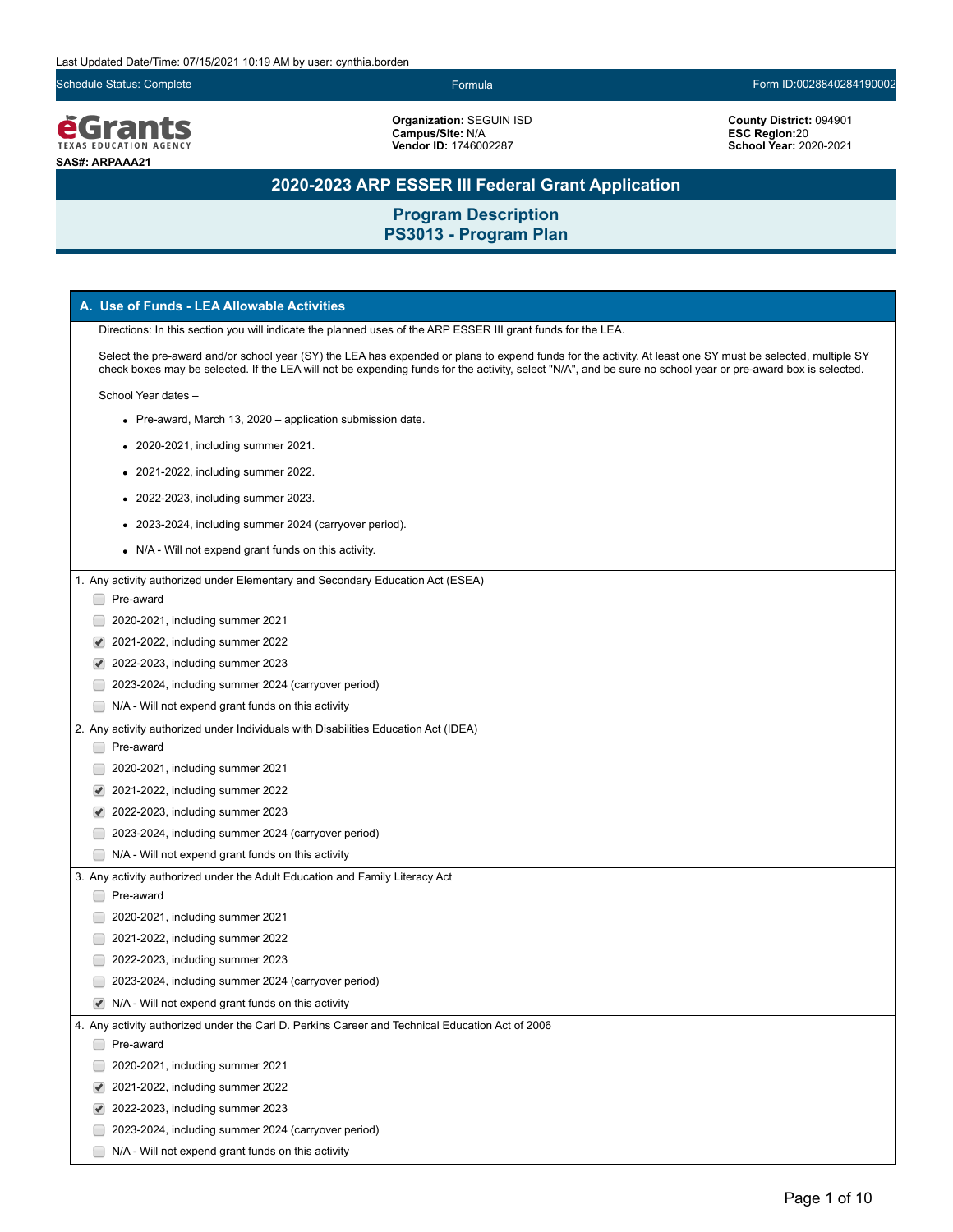Last Updated Date/Time: 07/15/2021 10:19 AM by user: cynthia.borden

Schedule Status: Complete | Formula | Form ID:0028840284190002

**eGrants** TEXAS EDUCATION AGENCY

**SAS#: ARPAAA21**

**Organization:** SEGUIN ISD
**Campus/Site:** N/A
**Vendor ID:** 1746002287

**County District:** 094901
**ESC Region:** 20
**School Year:** 2020-2021

# 2020-2023 ARP ESSER III Federal Grant Application

## Program Description
## PS3013 - Program Plan

### A. Use of Funds - LEA Allowable Activities

Directions: In this section you will indicate the planned uses of the ARP ESSER III grant funds for the LEA.

Select the pre-award and/or school year (SY) the LEA has expended or plans to expend funds for the activity. At least one SY must be selected, multiple SY check boxes may be selected. If the LEA will not be expending funds for the activity, select "N/A", and be sure no school year or pre-award box is selected.

School Year dates –

- Pre-award, March 13, 2020 – application submission date.
- 2020-2021, including summer 2021.
- 2021-2022, including summer 2022.
- 2022-2023, including summer 2023.
- 2023-2024, including summer 2024 (carryover period).
- N/A - Will not expend grant funds on this activity.

1. Any activity authorized under Elementary and Secondary Education Act (ESEA)
   - [ ] Pre-award
   - [ ] 2020-2021, including summer 2021
   - [x] 2021-2022, including summer 2022
   - [x] 2022-2023, including summer 2023
   - [ ] 2023-2024, including summer 2024 (carryover period)
   - [ ] N/A - Will not expend grant funds on this activity

2. Any activity authorized under Individuals with Disabilities Education Act (IDEA)
   - [ ] Pre-award
   - [ ] 2020-2021, including summer 2021
   - [x] 2021-2022, including summer 2022
   - [x] 2022-2023, including summer 2023
   - [ ] 2023-2024, including summer 2024 (carryover period)
   - [ ] N/A - Will not expend grant funds on this activity

3. Any activity authorized under the Adult Education and Family Literacy Act
   - [ ] Pre-award
   - [ ] 2020-2021, including summer 2021
   - [ ] 2021-2022, including summer 2022
   - [ ] 2022-2023, including summer 2023
   - [ ] 2023-2024, including summer 2024 (carryover period)
   - [x] N/A - Will not expend grant funds on this activity

4. Any activity authorized under the Carl D. Perkins Career and Technical Education Act of 2006
   - [ ] Pre-award
   - [ ] 2020-2021, including summer 2021
   - [x] 2021-2022, including summer 2022
   - [x] 2022-2023, including summer 2023
   - [ ] 2023-2024, including summer 2024 (carryover period)
   - [ ] N/A - Will not expend grant funds on this activity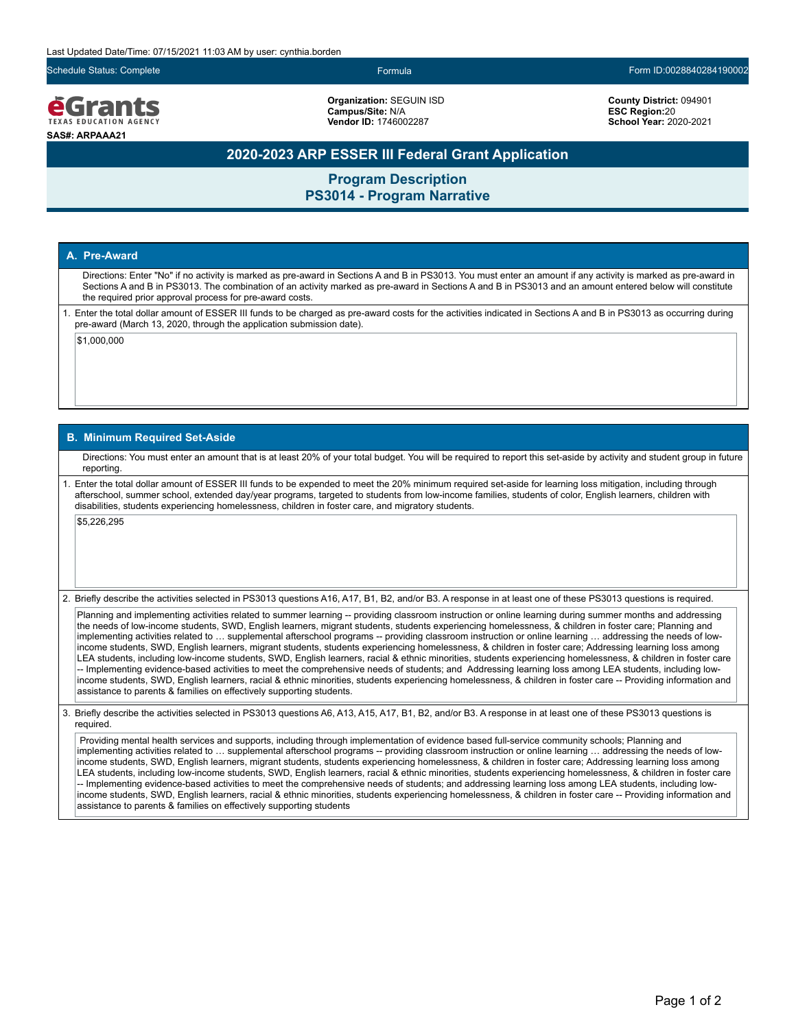Last Updated Date/Time: 07/15/2021 11:03 AM by user: cynthia.borden

Schedule Status: Complete | Formula | Form ID:0028840284190002

**eGrants** TEXAS EDUCATION AGENCY

**SAS#: ARPAAA21**

**Organization:** SEGUIN ISD
**Campus/Site:** N/A
**Vendor ID:** 1746002287

**County District:** 094901
**ESC Region:** 20
**School Year:** 2020-2021

# 2020-2023 ARP ESSER III Federal Grant Application

## Program Description
## PS3014 - Program Narrative

### A. Pre-Award

Directions: Enter "No" if no activity is marked as pre-award in Sections A and B in PS3013. You must enter an amount if any activity is marked as pre-award in Sections A and B in PS3013. The combination of an activity marked as pre-award in Sections A and B in PS3013 and an amount entered below will constitute the required prior approval process for pre-award costs.

1. Enter the total dollar amount of ESSER III funds to be charged as pre-award costs for the activities indicated in Sections A and B in PS3013 as occurring during pre-award (March 13, 2020, through the application submission date).

$1,000,000

### B. Minimum Required Set-Aside

Directions: You must enter an amount that is at least 20% of your total budget. You will be required to report this set-aside by activity and student group in future reporting.

1. Enter the total dollar amount of ESSER III funds to be expended to meet the 20% minimum required set-aside for learning loss mitigation, including through afterschool, summer school, extended day/year programs, targeted to students from low-income families, students of color, English learners, children with disabilities, students experiencing homelessness, children in foster care, and migratory students.

$5,226,295

2. Briefly describe the activities selected in PS3013 questions A16, A17, B1, B2, and/or B3. A response in at least one of these PS3013 questions is required.

Planning and implementing activities related to summer learning -- providing classroom instruction or online learning during summer months and addressing the needs of low-income students, SWD, English learners, migrant students, students experiencing homelessness, & children in foster care; Planning and implementing activities related to … supplemental afterschool programs -- providing classroom instruction or online learning … addressing the needs of low-income students, SWD, English learners, migrant students, students experiencing homelessness, & children in foster care; Addressing learning loss among LEA students, including low-income students, SWD, English learners, racial & ethnic minorities, students experiencing homelessness, & children in foster care -- Implementing evidence-based activities to meet the comprehensive needs of students; and Addressing learning loss among LEA students, including low-income students, SWD, English learners, racial & ethnic minorities, students experiencing homelessness, & children in foster care -- Providing information and assistance to parents & families on effectively supporting students.

3. Briefly describe the activities selected in PS3013 questions A6, A13, A15, A17, B1, B2, and/or B3. A response in at least one of these PS3013 questions is required.

Providing mental health services and supports, including through implementation of evidence based full-service community schools; Planning and implementing activities related to … supplemental afterschool programs -- providing classroom instruction or online learning … addressing the needs of low-income students, SWD, English learners, migrant students, students experiencing homelessness, & children in foster care; Addressing learning loss among LEA students, including low-income students, SWD, English learners, racial & ethnic minorities, students experiencing homelessness, & children in foster care -- Implementing evidence-based activities to meet the comprehensive needs of students; and addressing learning loss among LEA students, including low-income students, SWD, English learners, racial & ethnic minorities, students experiencing homelessness, & children in foster care -- Providing information and assistance to parents & families on effectively supporting students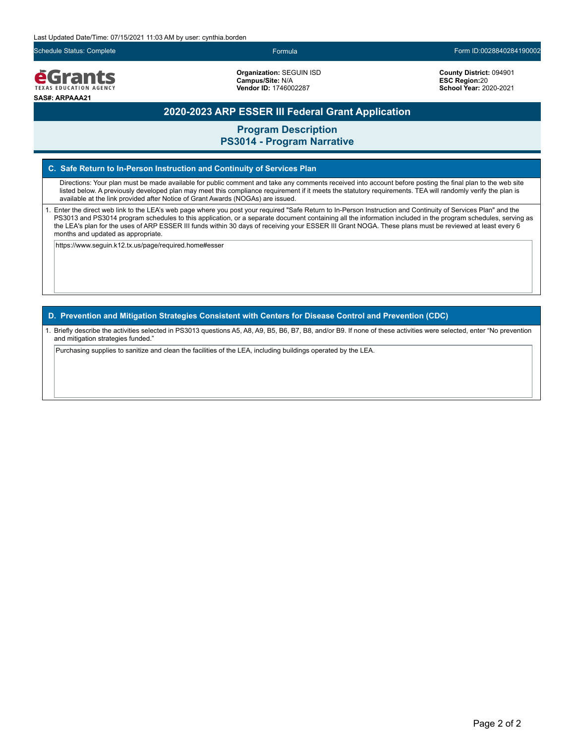Last Updated Date/Time: 07/15/2021 11:03 AM by user: cynthia.borden

Schedule Status: Complete | Formula | Form ID:0028840284190002

**eGrants** TEXAS EDUCATION AGENCY

**SAS#: ARPAAA21**

**Organization:** SEGUIN ISD
**Campus/Site:** N/A
**Vendor ID:** 1746002287

**County District:** 094901
**ESC Region:**20
**School Year:** 2020-2021

# 2020-2023 ARP ESSER III Federal Grant Application

## Program Description
## PS3014 - Program Narrative

### C. Safe Return to In-Person Instruction and Continuity of Services Plan

Directions: Your plan must be made available for public comment and take any comments received into account before posting the final plan to the web site listed below. A previously developed plan may meet this compliance requirement if it meets the statutory requirements. TEA will randomly verify the plan is available at the link provided after Notice of Grant Awards (NOGAs) are issued.

1. Enter the direct web link to the LEA's web page where you post your required "Safe Return to In-Person Instruction and Continuity of Services Plan" and the PS3013 and PS3014 program schedules to this application, or a separate document containing all the information included in the program schedules, serving as the LEA's plan for the uses of ARP ESSER III funds within 30 days of receiving your ESSER III Grant NOGA. These plans must be reviewed at least every 6 months and updated as appropriate.

https://www.seguin.k12.tx.us/page/required.home#esser

### D. Prevention and Mitigation Strategies Consistent with Centers for Disease Control and Prevention (CDC)

1. Briefly describe the activities selected in PS3013 questions A5, A8, A9, B5, B6, B7, B8, and/or B9. If none of these activities were selected, enter "No prevention and mitigation strategies funded."

Purchasing supplies to sanitize and clean the facilities of the LEA, including buildings operated by the LEA.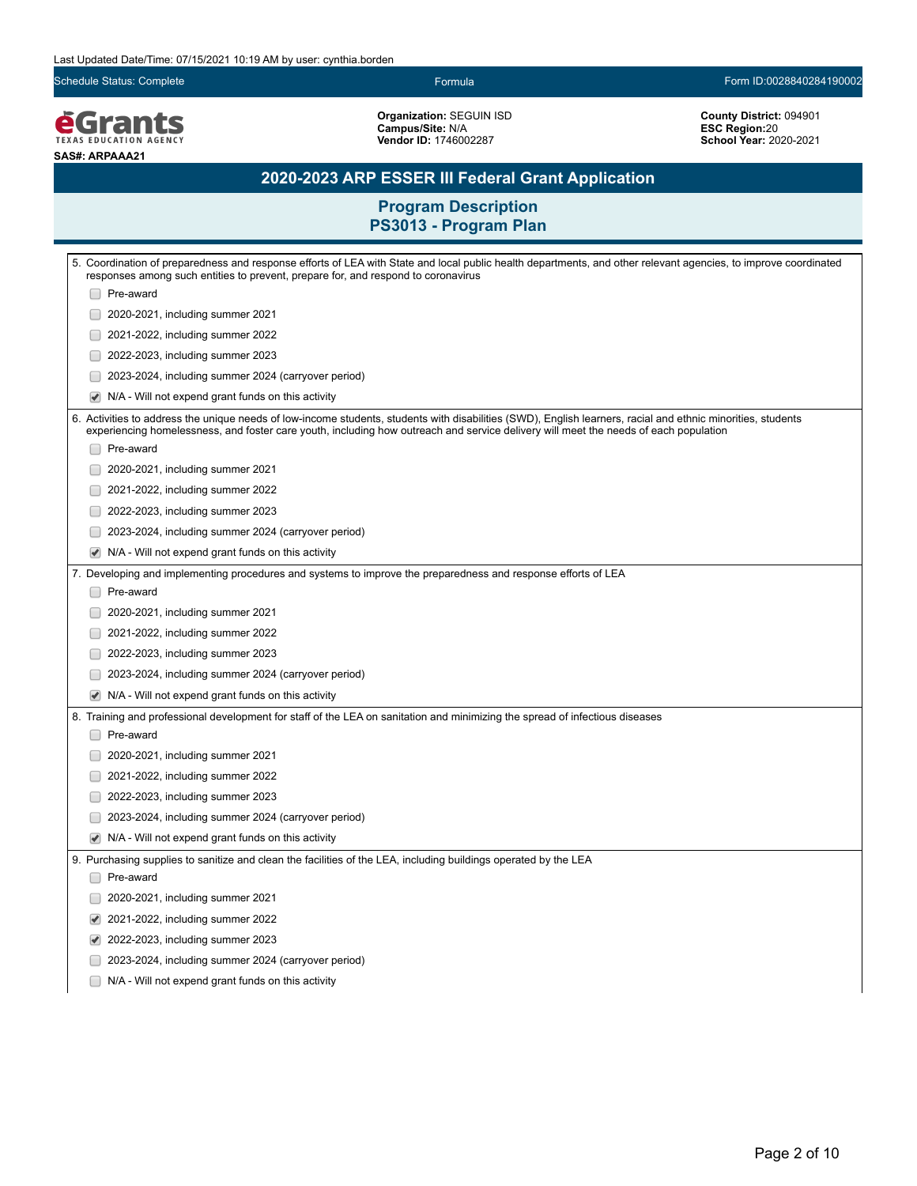Last Updated Date/Time: 07/15/2021 10:19 AM by user: cynthia.borden

Schedule Status: Complete | Formula | Form ID:0028840284190002

**eGrants** TEXAS EDUCATION AGENCY

**SAS#: ARPAAA21**

**Organization:** SEGUIN ISD
**Campus/Site:** N/A
**Vendor ID:** 1746002287

**County District:** 094901
**ESC Region:** 20
**School Year:** 2020-2021

# 2020-2023 ARP ESSER III Federal Grant Application

## Program Description
## PS3013 - Program Plan

5. Coordination of preparedness and response efforts of LEA with State and local public health departments, and other relevant agencies, to improve coordinated responses among such entities to prevent, prepare for, and respond to coronavirus
   - [ ] Pre-award
   - [ ] 2020-2021, including summer 2021
   - [ ] 2021-2022, including summer 2022
   - [ ] 2022-2023, including summer 2023
   - [ ] 2023-2024, including summer 2024 (carryover period)
   - [x] N/A - Will not expend grant funds on this activity

6. Activities to address the unique needs of low-income students, students with disabilities (SWD), English learners, racial and ethnic minorities, students experiencing homelessness, and foster care youth, including how outreach and service delivery will meet the needs of each population
   - [ ] Pre-award
   - [ ] 2020-2021, including summer 2021
   - [ ] 2021-2022, including summer 2022
   - [ ] 2022-2023, including summer 2023
   - [ ] 2023-2024, including summer 2024 (carryover period)
   - [x] N/A - Will not expend grant funds on this activity

7. Developing and implementing procedures and systems to improve the preparedness and response efforts of LEA
   - [ ] Pre-award
   - [ ] 2020-2021, including summer 2021
   - [ ] 2021-2022, including summer 2022
   - [ ] 2022-2023, including summer 2023
   - [ ] 2023-2024, including summer 2024 (carryover period)
   - [x] N/A - Will not expend grant funds on this activity

8. Training and professional development for staff of the LEA on sanitation and minimizing the spread of infectious diseases
   - [ ] Pre-award
   - [ ] 2020-2021, including summer 2021
   - [ ] 2021-2022, including summer 2022
   - [ ] 2022-2023, including summer 2023
   - [ ] 2023-2024, including summer 2024 (carryover period)
   - [x] N/A - Will not expend grant funds on this activity

9. Purchasing supplies to sanitize and clean the facilities of the LEA, including buildings operated by the LEA
   - [ ] Pre-award
   - [ ] 2020-2021, including summer 2021
   - [x] 2021-2022, including summer 2022
   - [x] 2022-2023, including summer 2023
   - [ ] 2023-2024, including summer 2024 (carryover period)
   - [ ] N/A - Will not expend grant funds on this activity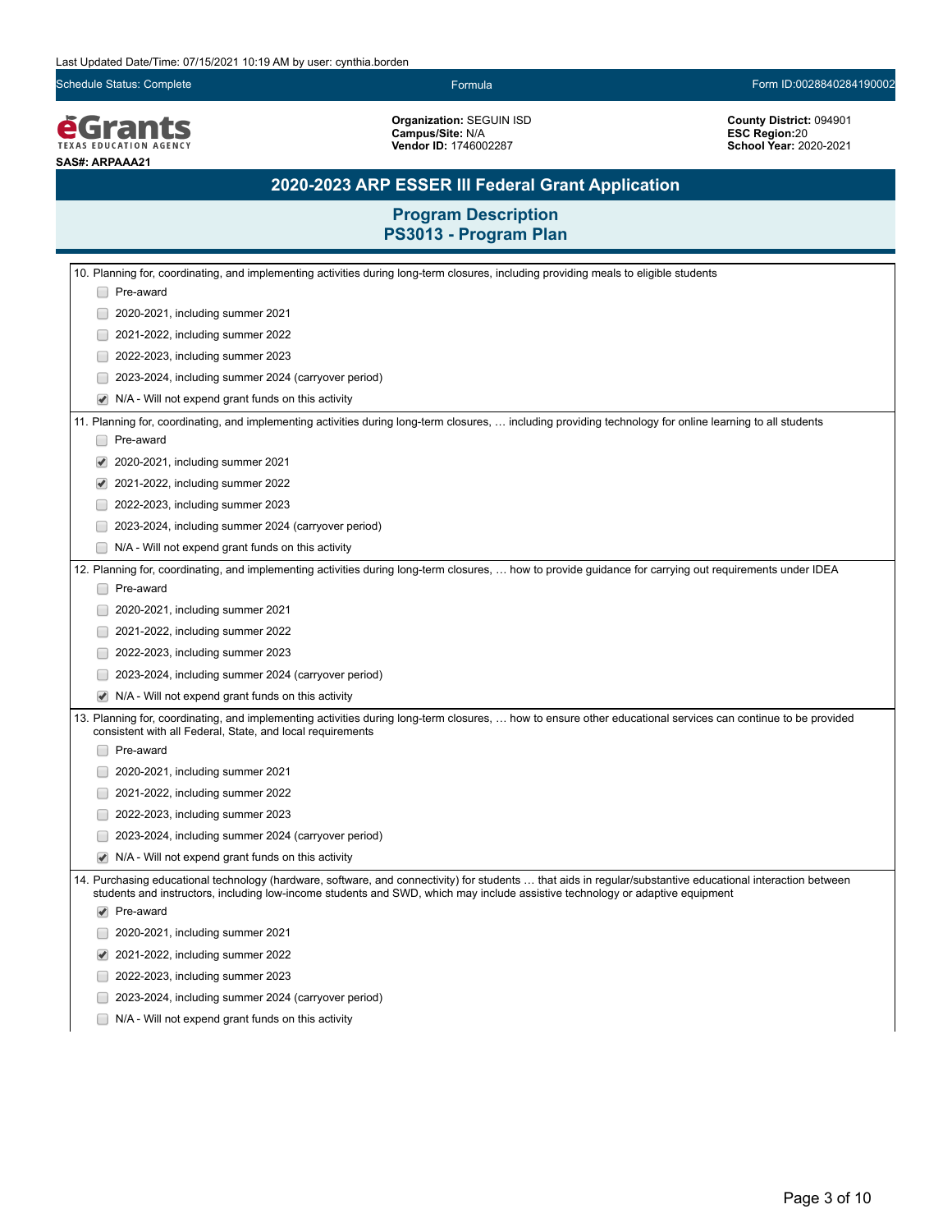# 2020-2023 ARP ESSER III Federal Grant Application

## Program Description
## PS3013 - Program Plan

10. Planning for, coordinating, and implementing activities during long-term closures, including providing meals to eligible students

- [ ] Pre-award
- [ ] 2020-2021, including summer 2021
- [ ] 2021-2022, including summer 2022
- [ ] 2022-2023, including summer 2023
- [ ] 2023-2024, including summer 2024 (carryover period)
- [x] N/A - Will not expend grant funds on this activity

11. Planning for, coordinating, and implementing activities during long-term closures, … including providing technology for online learning to all students

- [ ] Pre-award
- [x] 2020-2021, including summer 2021
- [x] 2021-2022, including summer 2022
- [ ] 2022-2023, including summer 2023
- [ ] 2023-2024, including summer 2024 (carryover period)
- [ ] N/A - Will not expend grant funds on this activity

12. Planning for, coordinating, and implementing activities during long-term closures, … how to provide guidance for carrying out requirements under IDEA

- [ ] Pre-award
- [ ] 2020-2021, including summer 2021
- [ ] 2021-2022, including summer 2022
- [ ] 2022-2023, including summer 2023
- [ ] 2023-2024, including summer 2024 (carryover period)
- [x] N/A - Will not expend grant funds on this activity

13. Planning for, coordinating, and implementing activities during long-term closures, … how to ensure other educational services can continue to be provided consistent with all Federal, State, and local requirements

- [ ] Pre-award
- [ ] 2020-2021, including summer 2021
- [ ] 2021-2022, including summer 2022
- [ ] 2022-2023, including summer 2023
- [ ] 2023-2024, including summer 2024 (carryover period)
- [x] N/A - Will not expend grant funds on this activity

14. Purchasing educational technology (hardware, software, and connectivity) for students … that aids in regular/substantive educational interaction between students and instructors, including low-income students and SWD, which may include assistive technology or adaptive equipment

- [x] Pre-award
- [ ] 2020-2021, including summer 2021
- [x] 2021-2022, including summer 2022
- [ ] 2022-2023, including summer 2023
- [ ] 2023-2024, including summer 2024 (carryover period)
- [ ] N/A - Will not expend grant funds on this activity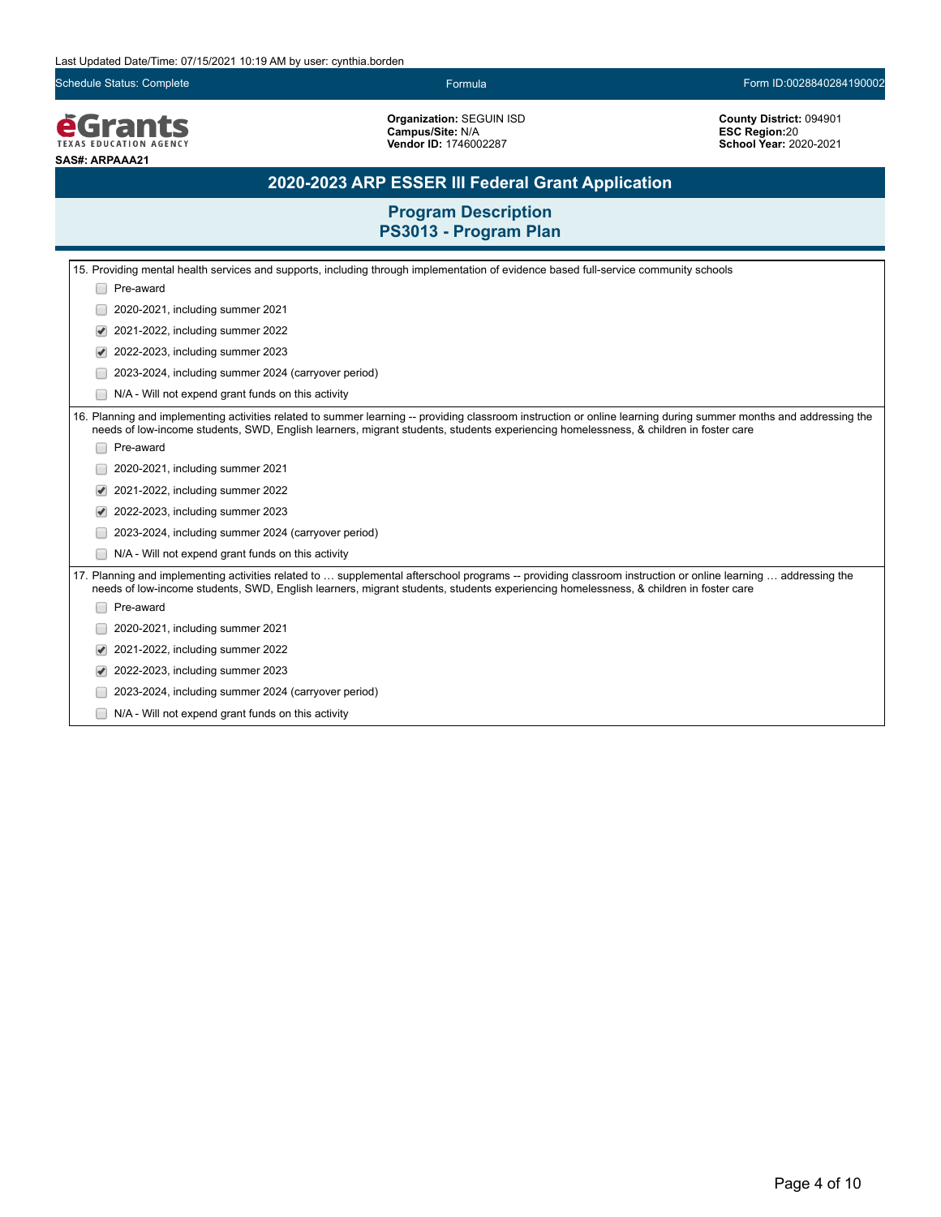Last Updated Date/Time: 07/15/2021 10:19 AM by user: cynthia.borden

Schedule Status: Complete | Formula | Form ID:0028840284190002

**eGrants** TEXAS EDUCATION AGENCY

**SAS#: ARPAAA21**

**Organization:** SEGUIN ISD
**Campus/Site:** N/A
**Vendor ID:** 1746002287

**County District:** 094901
**ESC Region:**20
**School Year:** 2020-2021

# 2020-2023 ARP ESSER III Federal Grant Application

## Program Description
## PS3013 - Program Plan

15. Providing mental health services and supports, including through implementation of evidence based full-service community schools

- [ ] Pre-award
- [ ] 2020-2021, including summer 2021
- [x] 2021-2022, including summer 2022
- [x] 2022-2023, including summer 2023
- [ ] 2023-2024, including summer 2024 (carryover period)
- [ ] N/A - Will not expend grant funds on this activity

16. Planning and implementing activities related to summer learning -- providing classroom instruction or online learning during summer months and addressing the needs of low-income students, SWD, English learners, migrant students, students experiencing homelessness, & children in foster care

- [ ] Pre-award
- [ ] 2020-2021, including summer 2021
- [x] 2021-2022, including summer 2022
- [x] 2022-2023, including summer 2023
- [ ] 2023-2024, including summer 2024 (carryover period)
- [ ] N/A - Will not expend grant funds on this activity

17. Planning and implementing activities related to … supplemental afterschool programs -- providing classroom instruction or online learning … addressing the needs of low-income students, SWD, English learners, migrant students, students experiencing homelessness, & children in foster care

- [ ] Pre-award
- [ ] 2020-2021, including summer 2021
- [x] 2021-2022, including summer 2022
- [x] 2022-2023, including summer 2023
- [ ] 2023-2024, including summer 2024 (carryover period)
- [ ] N/A - Will not expend grant funds on this activity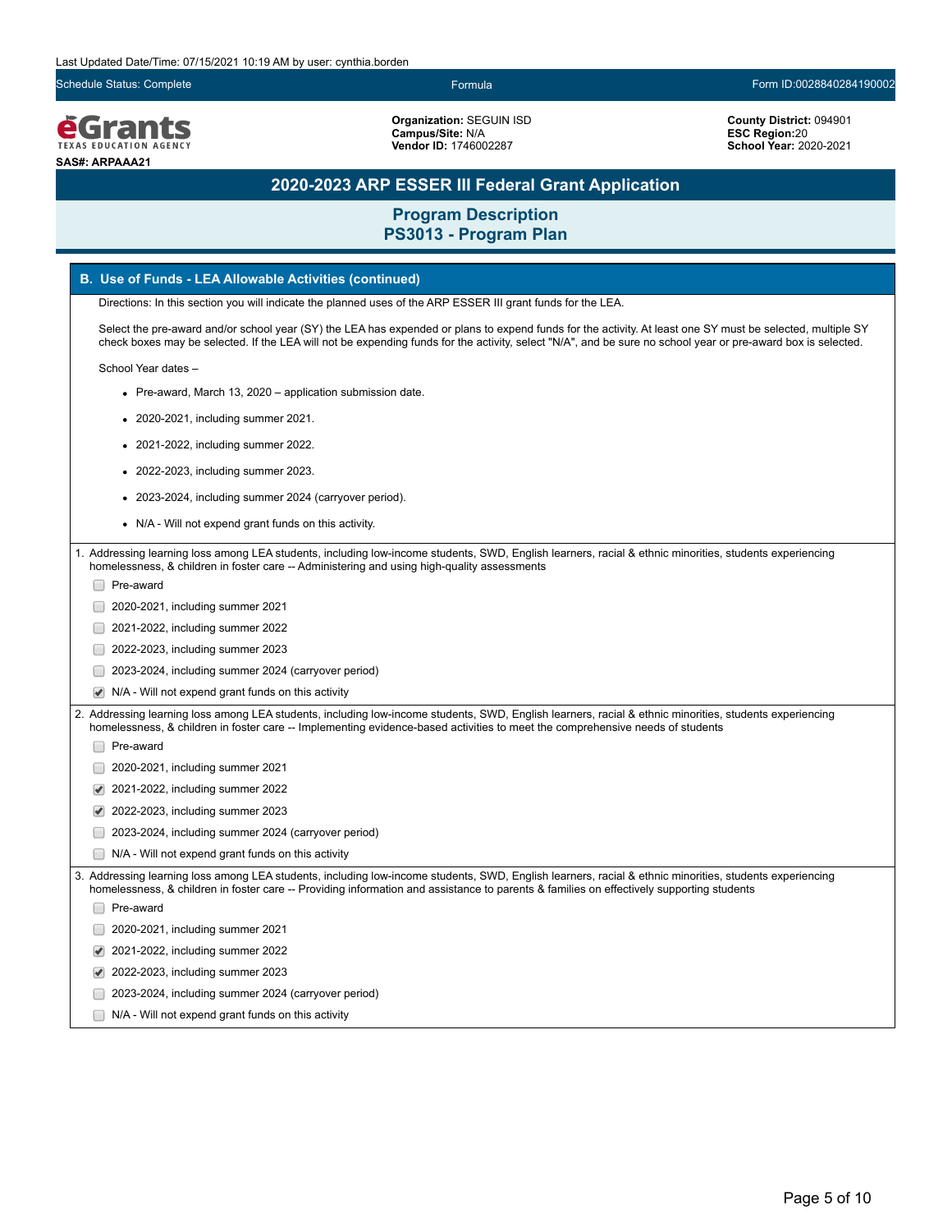Last Updated Date/Time: 07/15/2021 10:19 AM by user: cynthia.borden

Schedule Status: Complete | Formula | Form ID:0028840284190002

**Organization:** SEGUIN ISD
**Campus/Site:** N/A
**Vendor ID:** 1746002287

**County District:** 094901
**ESC Region:** 20
**School Year:** 2020-2021

**SAS#: ARPAAA21**

# 2020-2023 ARP ESSER III Federal Grant Application

## Program Description
## PS3013 - Program Plan

### B. Use of Funds - LEA Allowable Activities (continued)

Directions: In this section you will indicate the planned uses of the ARP ESSER III grant funds for the LEA.

Select the pre-award and/or school year (SY) the LEA has expended or plans to expend funds for the activity. At least one SY must be selected, multiple SY check boxes may be selected. If the LEA will not be expending funds for the activity, select "N/A", and be sure no school year or pre-award box is selected.

School Year dates –

- Pre-award, March 13, 2020 – application submission date.
- 2020-2021, including summer 2021.
- 2021-2022, including summer 2022.
- 2022-2023, including summer 2023.
- 2023-2024, including summer 2024 (carryover period).
- N/A - Will not expend grant funds on this activity.

1. Addressing learning loss among LEA students, including low-income students, SWD, English learners, racial & ethnic minorities, students experiencing homelessness, & children in foster care -- Administering and using high-quality assessments

- [ ] Pre-award
- [ ] 2020-2021, including summer 2021
- [ ] 2021-2022, including summer 2022
- [ ] 2022-2023, including summer 2023
- [ ] 2023-2024, including summer 2024 (carryover period)
- [x] N/A - Will not expend grant funds on this activity

2. Addressing learning loss among LEA students, including low-income students, SWD, English learners, racial & ethnic minorities, students experiencing homelessness, & children in foster care -- Implementing evidence-based activities to meet the comprehensive needs of students

- [ ] Pre-award
- [ ] 2020-2021, including summer 2021
- [x] 2021-2022, including summer 2022
- [x] 2022-2023, including summer 2023
- [ ] 2023-2024, including summer 2024 (carryover period)
- [ ] N/A - Will not expend grant funds on this activity

3. Addressing learning loss among LEA students, including low-income students, SWD, English learners, racial & ethnic minorities, students experiencing homelessness, & children in foster care -- Providing information and assistance to parents & families on effectively supporting students

- [ ] Pre-award
- [ ] 2020-2021, including summer 2021
- [x] 2021-2022, including summer 2022
- [x] 2022-2023, including summer 2023
- [ ] 2023-2024, including summer 2024 (carryover period)
- [ ] N/A - Will not expend grant funds on this activity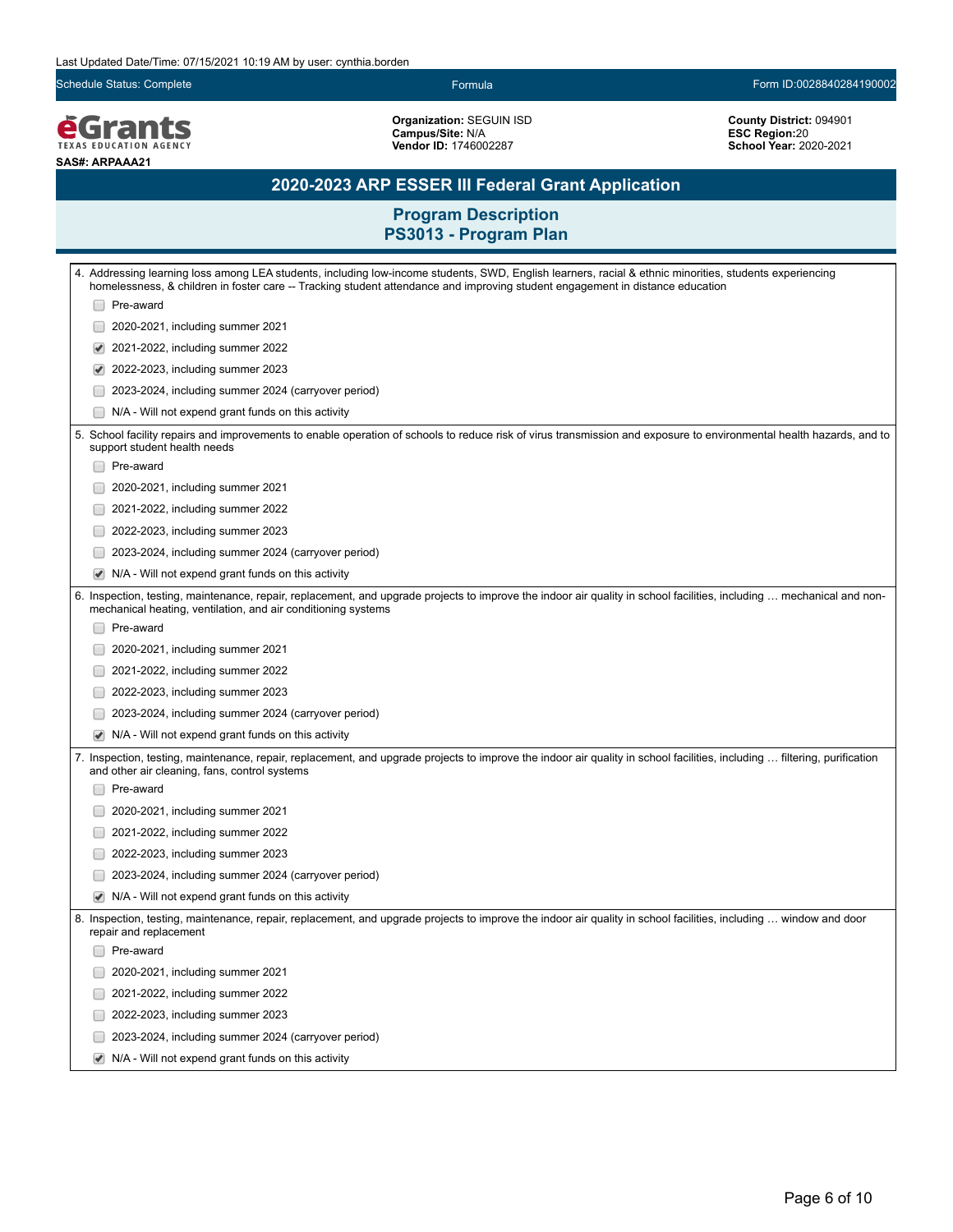Last Updated Date/Time: 07/15/2021 10:19 AM by user: cynthia.borden

Schedule Status: Complete | Formula | Form ID:0028840284190002

**eGrants** TEXAS EDUCATION AGENCY

**SAS#: ARPAAA21**

**Organization:** SEGUIN ISD
**Campus/Site:** N/A
**Vendor ID:** 1746002287

**County District:** 094901
**ESC Region:** 20
**School Year:** 2020-2021

# 2020-2023 ARP ESSER III Federal Grant Application

## Program Description
## PS3013 - Program Plan

4. Addressing learning loss among LEA students, including low-income students, SWD, English learners, racial & ethnic minorities, students experiencing homelessness, & children in foster care -- Tracking student attendance and improving student engagement in distance education

- [ ] Pre-award
- [ ] 2020-2021, including summer 2021
- [x] 2021-2022, including summer 2022
- [x] 2022-2023, including summer 2023
- [ ] 2023-2024, including summer 2024 (carryover period)
- [ ] N/A - Will not expend grant funds on this activity

5. School facility repairs and improvements to enable operation of schools to reduce risk of virus transmission and exposure to environmental health hazards, and to support student health needs

- [ ] Pre-award
- [ ] 2020-2021, including summer 2021
- [ ] 2021-2022, including summer 2022
- [ ] 2022-2023, including summer 2023
- [ ] 2023-2024, including summer 2024 (carryover period)
- [x] N/A - Will not expend grant funds on this activity

6. Inspection, testing, maintenance, repair, replacement, and upgrade projects to improve the indoor air quality in school facilities, including … mechanical and non-mechanical heating, ventilation, and air conditioning systems

- [ ] Pre-award
- [ ] 2020-2021, including summer 2021
- [ ] 2021-2022, including summer 2022
- [ ] 2022-2023, including summer 2023
- [ ] 2023-2024, including summer 2024 (carryover period)
- [x] N/A - Will not expend grant funds on this activity

7. Inspection, testing, maintenance, repair, replacement, and upgrade projects to improve the indoor air quality in school facilities, including … filtering, purification and other air cleaning, fans, control systems

- [ ] Pre-award
- [ ] 2020-2021, including summer 2021
- [ ] 2021-2022, including summer 2022
- [ ] 2022-2023, including summer 2023
- [ ] 2023-2024, including summer 2024 (carryover period)
- [x] N/A - Will not expend grant funds on this activity

8. Inspection, testing, maintenance, repair, replacement, and upgrade projects to improve the indoor air quality in school facilities, including … window and door repair and replacement

- [ ] Pre-award
- [ ] 2020-2021, including summer 2021
- [ ] 2021-2022, including summer 2022
- [ ] 2022-2023, including summer 2023
- [ ] 2023-2024, including summer 2024 (carryover period)
- [x] N/A - Will not expend grant funds on this activity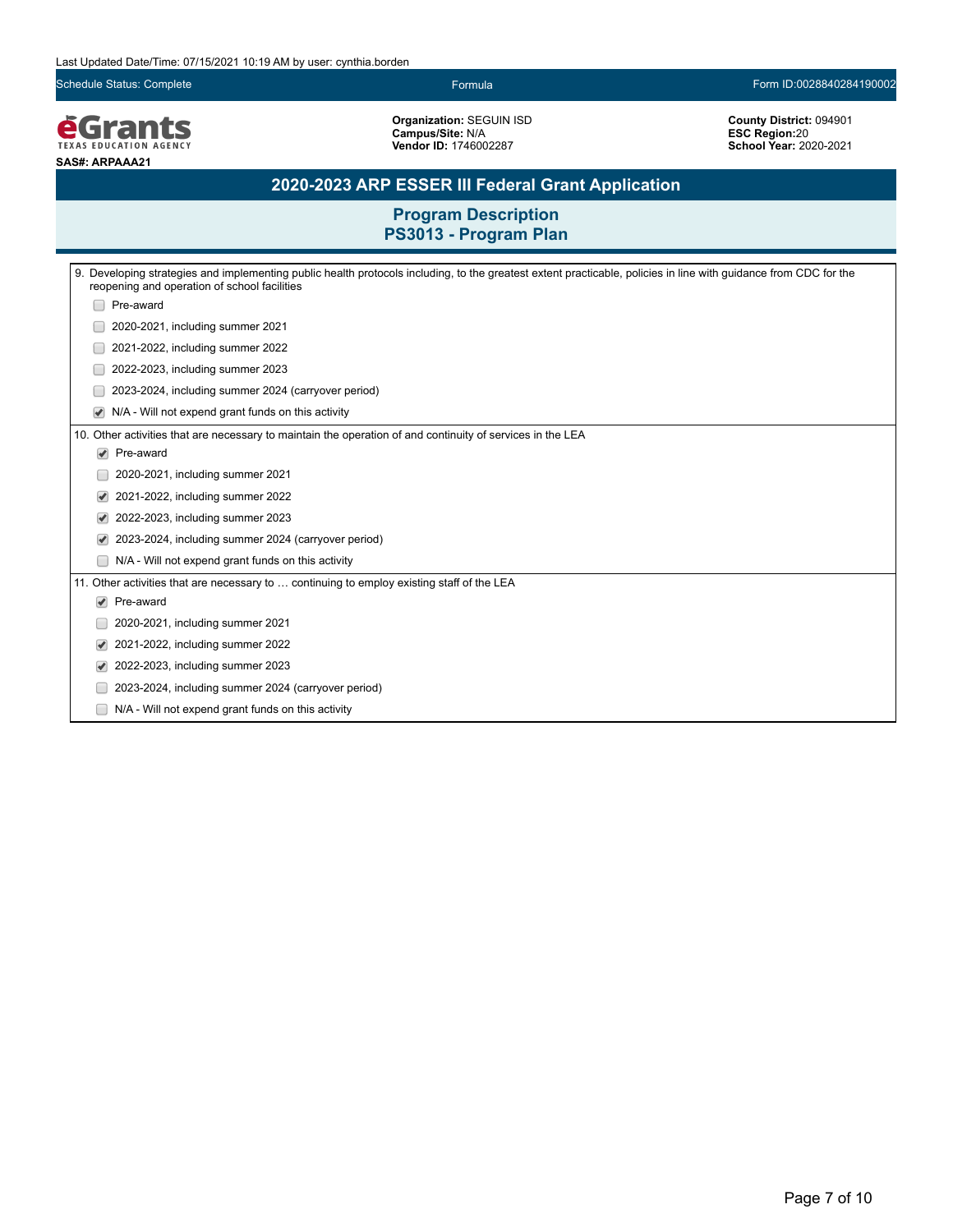Last Updated Date/Time: 07/15/2021 10:19 AM by user: cynthia.borden

Schedule Status: Complete | Formula | Form ID:0028840284190002

**eGrants** TEXAS EDUCATION AGENCY

**SAS#: ARPAAA21**

**Organization:** SEGUIN ISD
**Campus/Site:** N/A
**Vendor ID:** 1746002287

**County District:** 094901
**ESC Region:**20
**School Year:** 2020-2021

## 2020-2023 ARP ESSER III Federal Grant Application

### Program Description
### PS3013 - Program Plan

9. Developing strategies and implementing public health protocols including, to the greatest extent practicable, policies in line with guidance from CDC for the reopening and operation of school facilities

- [ ] Pre-award
- [ ] 2020-2021, including summer 2021
- [ ] 2021-2022, including summer 2022
- [ ] 2022-2023, including summer 2023
- [ ] 2023-2024, including summer 2024 (carryover period)
- [x] N/A - Will not expend grant funds on this activity

10. Other activities that are necessary to maintain the operation of and continuity of services in the LEA

- [x] Pre-award
- [ ] 2020-2021, including summer 2021
- [x] 2021-2022, including summer 2022
- [x] 2022-2023, including summer 2023
- [x] 2023-2024, including summer 2024 (carryover period)
- [ ] N/A - Will not expend grant funds on this activity

11. Other activities that are necessary to … continuing to employ existing staff of the LEA

- [x] Pre-award
- [ ] 2020-2021, including summer 2021
- [x] 2021-2022, including summer 2022
- [x] 2022-2023, including summer 2023
- [ ] 2023-2024, including summer 2024 (carryover period)
- [ ] N/A - Will not expend grant funds on this activity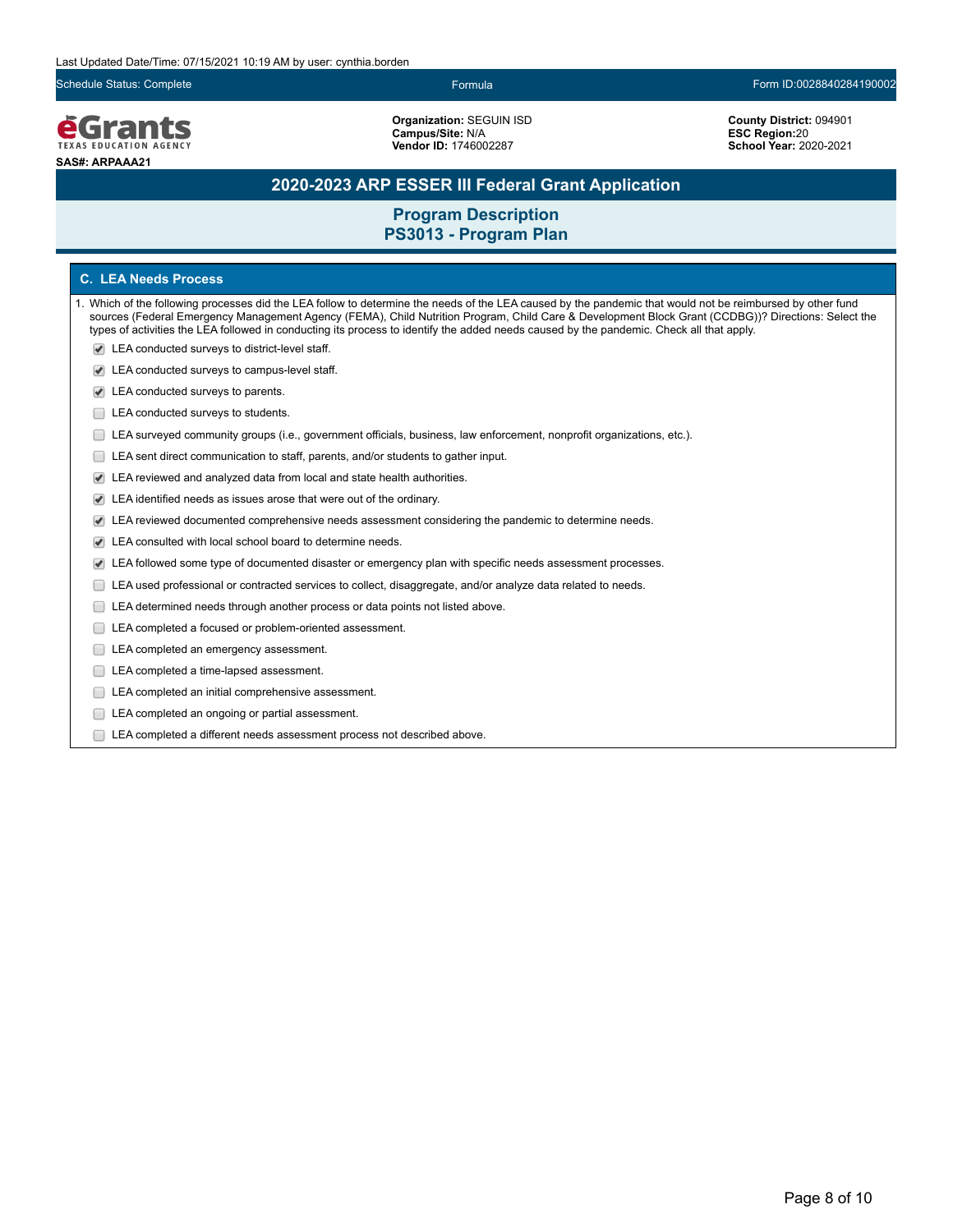Last Updated Date/Time: 07/15/2021 10:19 AM by user: cynthia.borden

Schedule Status: Complete | Formula | Form ID:0028840284190002

**Organization:** SEGUIN ISD
**Campus/Site:** N/A
**Vendor ID:** 1746002287

**County District:** 094901
**ESC Region:** 20
**School Year:** 2020-2021

**SAS#: ARPAAA21**

# 2020-2023 ARP ESSER III Federal Grant Application

## Program Description
## PS3013 - Program Plan

### C. LEA Needs Process

1. Which of the following processes did the LEA follow to determine the needs of the LEA caused by the pandemic that would not be reimbursed by other fund sources (Federal Emergency Management Agency (FEMA), Child Nutrition Program, Child Care & Development Block Grant (CCDBG))? Directions: Select the types of activities the LEA followed in conducting its process to identify the added needs caused by the pandemic. Check all that apply.

- [x] LEA conducted surveys to district-level staff.
- [x] LEA conducted surveys to campus-level staff.
- [x] LEA conducted surveys to parents.
- [ ] LEA conducted surveys to students.
- [ ] LEA surveyed community groups (i.e., government officials, business, law enforcement, nonprofit organizations, etc.).
- [ ] LEA sent direct communication to staff, parents, and/or students to gather input.
- [x] LEA reviewed and analyzed data from local and state health authorities.
- [x] LEA identified needs as issues arose that were out of the ordinary.
- [x] LEA reviewed documented comprehensive needs assessment considering the pandemic to determine needs.
- [x] LEA consulted with local school board to determine needs.
- [x] LEA followed some type of documented disaster or emergency plan with specific needs assessment processes.
- [ ] LEA used professional or contracted services to collect, disaggregate, and/or analyze data related to needs.
- [ ] LEA determined needs through another process or data points not listed above.
- [ ] LEA completed a focused or problem-oriented assessment.
- [ ] LEA completed an emergency assessment.
- [ ] LEA completed a time-lapsed assessment.
- [ ] LEA completed an initial comprehensive assessment.
- [ ] LEA completed an ongoing or partial assessment.
- [ ] LEA completed a different needs assessment process not described above.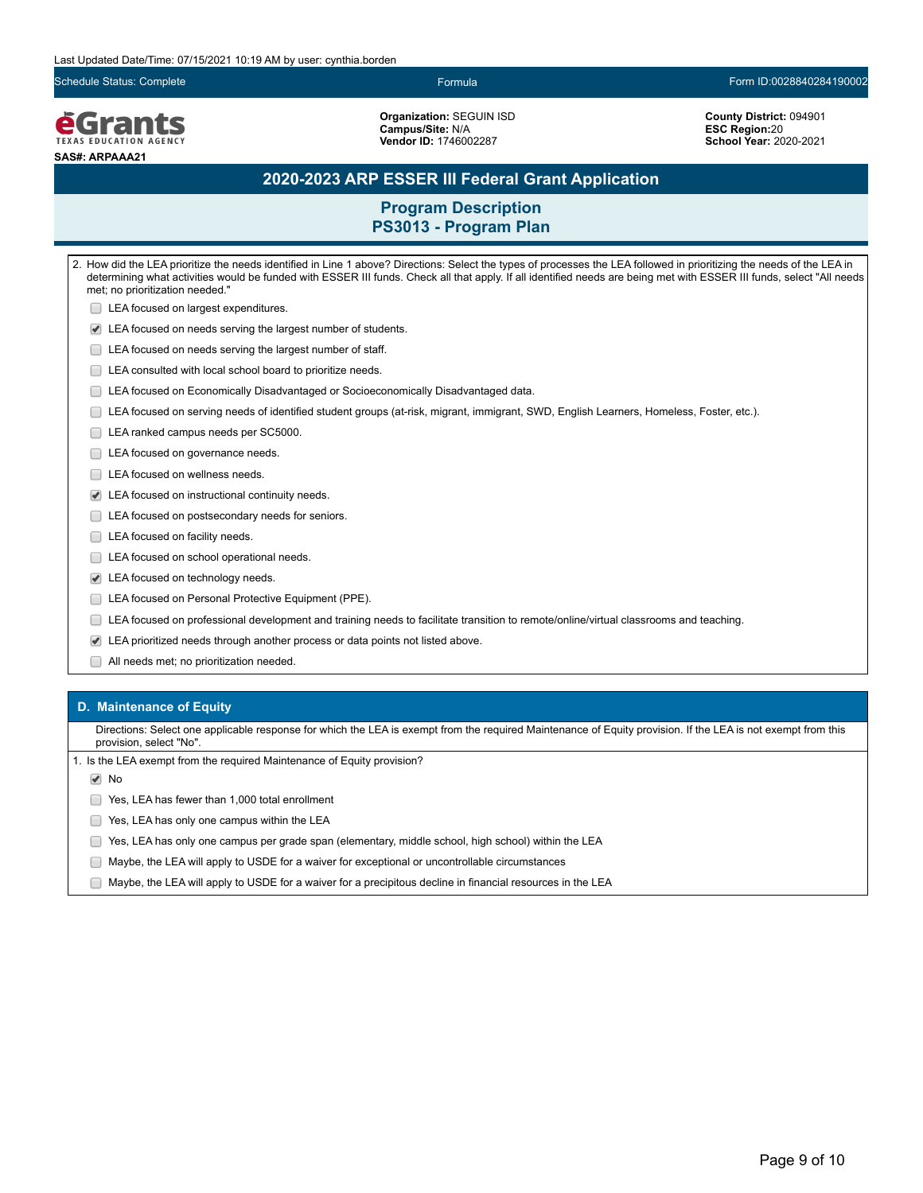Last Updated Date/Time: 07/15/2021 10:19 AM by user: cynthia.borden

Schedule Status: Complete | Formula | Form ID:0028840284190002

eGrants TEXAS EDUCATION AGENCY

**SAS#: ARPAAA21**

**Organization:** SEGUIN ISD
**Campus/Site:** N/A
**Vendor ID:** 1746002287

**County District:** 094901
**ESC Region:**20
**School Year:** 2020-2021

# 2020-2023 ARP ESSER III Federal Grant Application

## Program Description
## PS3013 - Program Plan

2. How did the LEA prioritize the needs identified in Line 1 above? Directions: Select the types of processes the LEA followed in prioritizing the needs of the LEA in determining what activities would be funded with ESSER III funds. Check all that apply. If all identified needs are being met with ESSER III funds, select "All needs met; no prioritization needed."

- [ ] LEA focused on largest expenditures.
- [x] LEA focused on needs serving the largest number of students.
- [ ] LEA focused on needs serving the largest number of staff.
- [ ] LEA consulted with local school board to prioritize needs.
- [ ] LEA focused on Economically Disadvantaged or Socioeconomically Disadvantaged data.
- [ ] LEA focused on serving needs of identified student groups (at-risk, migrant, immigrant, SWD, English Learners, Homeless, Foster, etc.).
- [ ] LEA ranked campus needs per SC5000.
- [ ] LEA focused on governance needs.
- [ ] LEA focused on wellness needs.
- [x] LEA focused on instructional continuity needs.
- [ ] LEA focused on postsecondary needs for seniors.
- [ ] LEA focused on facility needs.
- [ ] LEA focused on school operational needs.
- [x] LEA focused on technology needs.
- [ ] LEA focused on Personal Protective Equipment (PPE).
- [ ] LEA focused on professional development and training needs to facilitate transition to remote/online/virtual classrooms and teaching.
- [x] LEA prioritized needs through another process or data points not listed above.
- [ ] All needs met; no prioritization needed.

### D. Maintenance of Equity

Directions: Select one applicable response for which the LEA is exempt from the required Maintenance of Equity provision. If the LEA is not exempt from this provision, select "No".

1. Is the LEA exempt from the required Maintenance of Equity provision?

- [x] No
- [ ] Yes, LEA has fewer than 1,000 total enrollment
- [ ] Yes, LEA has only one campus within the LEA
- [ ] Yes, LEA has only one campus per grade span (elementary, middle school, high school) within the LEA
- [ ] Maybe, the LEA will apply to USDE for a waiver for exceptional or uncontrollable circumstances
- [ ] Maybe, the LEA will apply to USDE for a waiver for a precipitous decline in financial resources in the LEA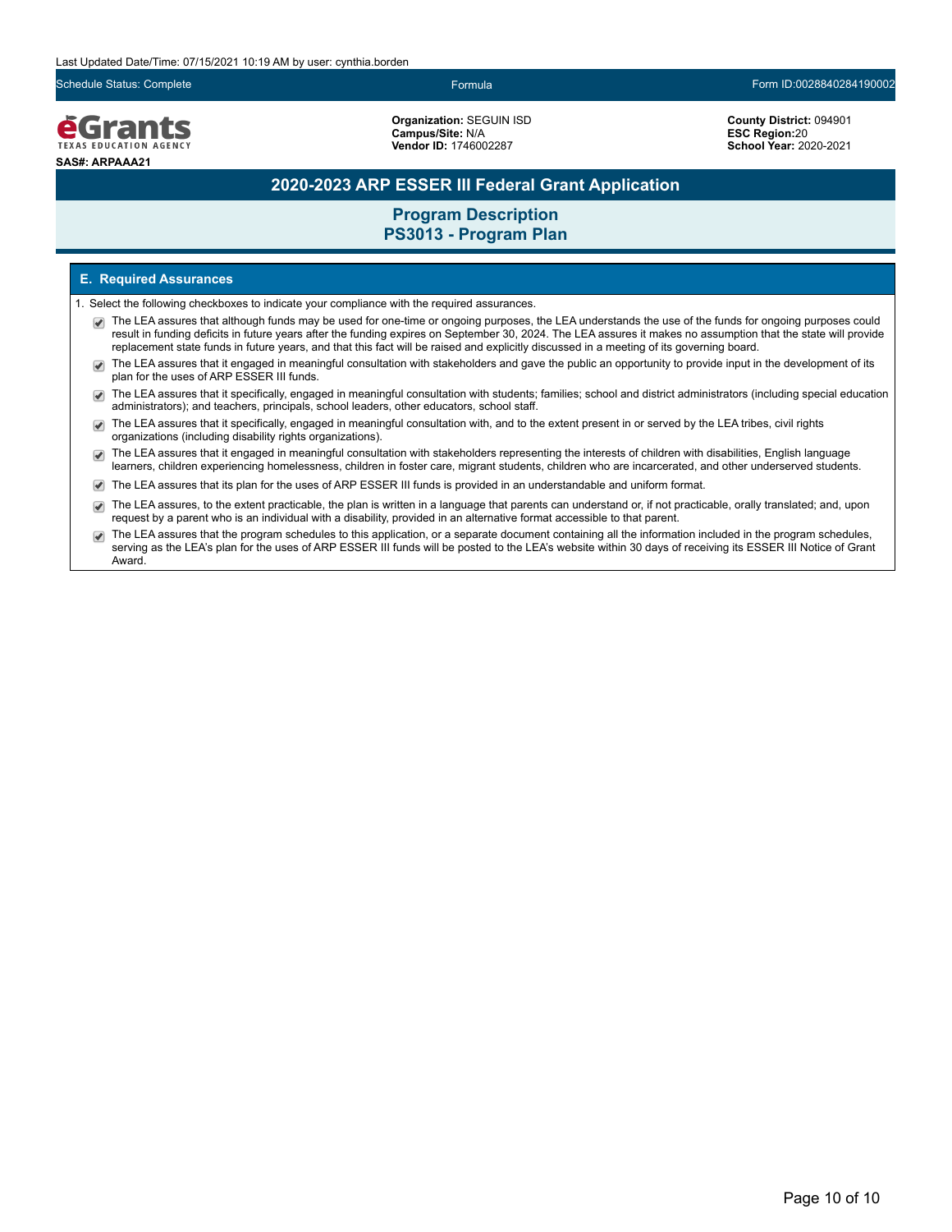Last Updated Date/Time: 07/15/2021 10:19 AM by user: cynthia.borden

Schedule Status: Complete | Formula | Form ID:0028840284190002

eGrants TEXAS EDUCATION AGENCY

SAS#: ARPAAA21

**Organization:** SEGUIN ISD
**Campus/Site:** N/A
**Vendor ID:** 1746002287

**County District:** 094901
**ESC Region:**20
**School Year:** 2020-2021

## 2020-2023 ARP ESSER III Federal Grant Application

### Program Description
### PS3013 - Program Plan

#### E. Required Assurances

1. Select the following checkboxes to indicate your compliance with the required assurances.

- [x] The LEA assures that although funds may be used for one-time or ongoing purposes, the LEA understands the use of the funds for ongoing purposes could result in funding deficits in future years after the funding expires on September 30, 2024. The LEA assures it makes no assumption that the state will provide replacement state funds in future years, and that this fact will be raised and explicitly discussed in a meeting of its governing board.
- [x] The LEA assures that it engaged in meaningful consultation with stakeholders and gave the public an opportunity to provide input in the development of its plan for the uses of ARP ESSER III funds.
- [x] The LEA assures that it specifically, engaged in meaningful consultation with students; families; school and district administrators (including special education administrators); and teachers, principals, school leaders, other educators, school staff.
- [x] The LEA assures that it specifically, engaged in meaningful consultation with, and to the extent present in or served by the LEA tribes, civil rights organizations (including disability rights organizations).
- [x] The LEA assures that it engaged in meaningful consultation with stakeholders representing the interests of children with disabilities, English language learners, children experiencing homelessness, children in foster care, migrant students, children who are incarcerated, and other underserved students.
- [x] The LEA assures that its plan for the uses of ARP ESSER III funds is provided in an understandable and uniform format.
- [x] The LEA assures, to the extent practicable, the plan is written in a language that parents can understand or, if not practicable, orally translated; and, upon request by a parent who is an individual with a disability, provided in an alternative format accessible to that parent.
- [x] The LEA assures that the program schedules to this application, or a separate document containing all the information included in the program schedules, serving as the LEA's plan for the uses of ARP ESSER III funds will be posted to the LEA's website within 30 days of receiving its ESSER III Notice of Grant Award.